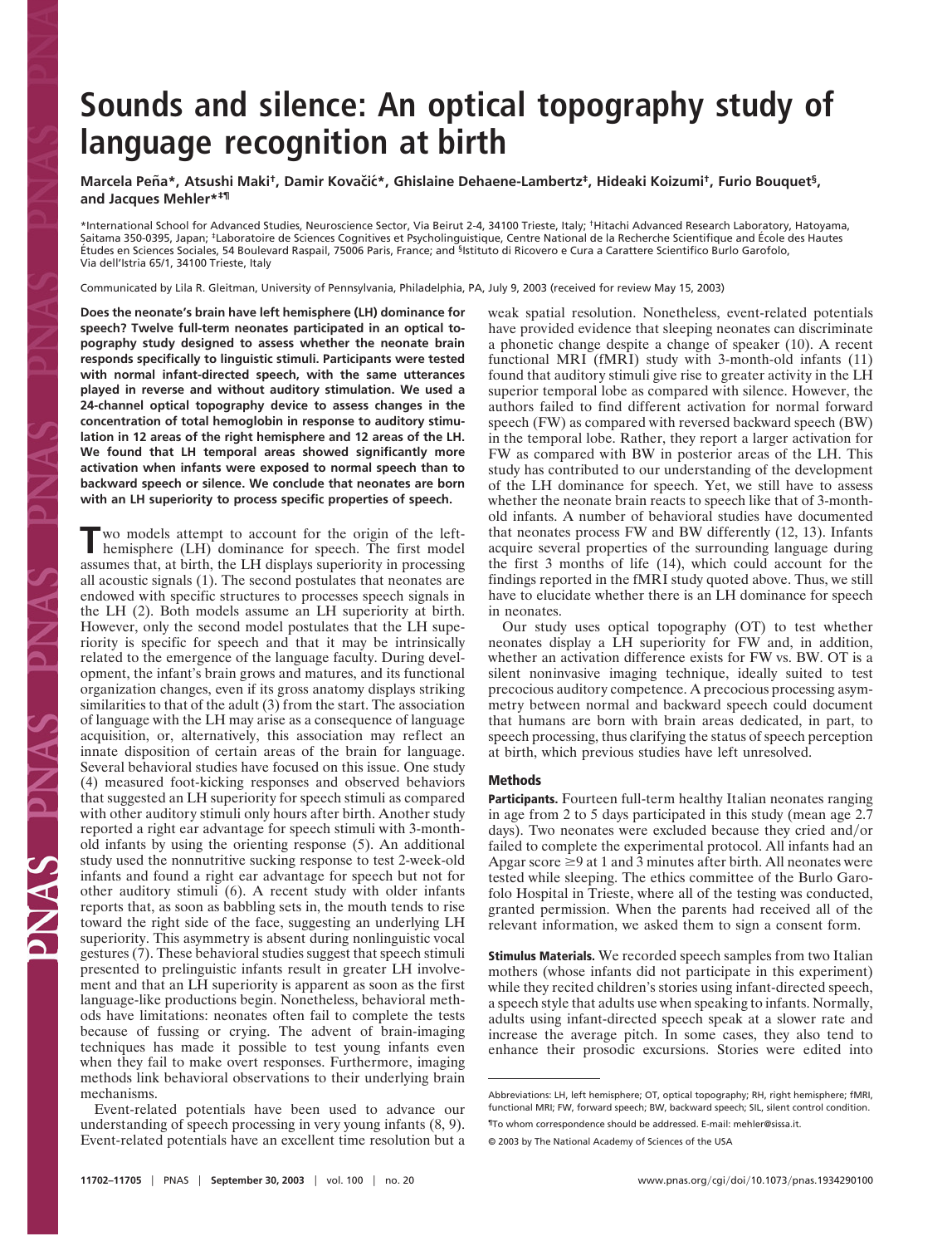# Sounds and silence: An optical topography study of language recognition at birth

**Marcela Peña\*, Atsushi Maki†, Damir Kovačić\*, Ghislaine Dehaene-Lambertz‡, Hideaki Koizumi†, Furio Bouquet§, and Jacques Mehler\*‡¶**

\*International School for Advanced Studies, Neuroscience Sector, Via Beirut 2-4, 34100 Trieste, Italy; †Hitachi Advanced Research Laboratory, Hatoyama, Saitama 350-0395, Japan; ‡Laboratoire de Sciences Cognitives et Psycholinguistique, Centre National de la Recherche Scientifique and École des Hautes Études en Sciences Sociales, 54 Boulevard Raspail, 75006 Paris, France; and §Istituto di Ricovero e Cura a Carattere Scientifico Burlo Garofolo, Via dell'Istria 65/1, 34100 Trieste, Italy

Communicated by Lila R. Gleitman, University of Pennsylvania, Philadelphia, PA, July 9, 2003 (received for review May 15, 2003)

**Does the neonate's brain have left hemisphere (LH) dominance for speech? Twelve full-term neonates participated in an optical topography study designed to assess whether the neonate brain responds specifically to linguistic stimuli. Participants were tested with normal infant-directed speech, with the same utterances played in reverse and without auditory stimulation. We used a 24-channel optical topography device to assess changes in the concentration of total hemoglobin in response to auditory stimulation in 12 areas of the right hemisphere and 12 areas of the LH. We found that LH temporal areas showed significantly more activation when infants were exposed to normal speech than to backward speech or silence. We conclude that neonates are born with an LH superiority to process specific properties of speech.**

Two models attempt to account for the origin of the left-hemisphere (LH) dominance for speech. The first model assumes that, at birth, the LH displays superiority in processing all acoustic signals (1). The second postulates that neonates are endowed with specific structures to processes speech signals in the LH (2). Both models assume an LH superiority at birth. However, only the second model postulates that the LH superiority is specific for speech and that it may be intrinsically related to the emergence of the language faculty. During development, the infant's brain grows and matures, and its functional organization changes, even if its gross anatomy displays striking similarities to that of the adult (3) from the start. The association of language with the LH may arise as a consequence of language acquisition, or, alternatively, this association may reflect an innate disposition of certain areas of the brain for language. Several behavioral studies have focused on this issue. One study (4) measured foot-kicking responses and observed behaviors that suggested an LH superiority for speech stimuli as compared with other auditory stimuli only hours after birth. Another study reported a right ear advantage for speech stimuli with 3-month-old infants by using the orienting response (5). An additional study used the nonnutritive sucking response to test 2-week-old infants and found a right ear advantage for speech but not for other auditory stimuli (6). A recent study with older infants reports that, as soon as babbling sets in, the mouth tends to rise toward the right side of the face, suggesting an underlying LH superiority. This asymmetry is absent during nonlinguistic vocal gestures (7). These behavioral studies suggest that speech stimuli presented to prelinguistic infants result in greater LH involvement and that an LH superiority is apparent as soon as the first language-like productions begin. Nonetheless, behavioral methods have limitations: neonates often fail to complete the tests because of fussing or crying. The advent of brain-imaging techniques has made it possible to test young infants even when they fail to make overt responses. Furthermore, imaging methods link behavioral observations to their underlying brain mechanisms.

Event-related potentials have been used to advance our understanding of speech processing in very young infants (8, 9). Event-related potentials have an excellent time resolution but a weak spatial resolution. Nonetheless, event-related potentials have provided evidence that sleeping neonates can discriminate a phonetic change despite a change of speaker (10). A recent functional MRI (fMRI) study with 3-month-old infants (11) found that auditory stimuli give rise to greater activity in the LH superior temporal lobe as compared with silence. However, the authors failed to find different activation for normal forward speech (FW) as compared with reversed backward speech (BW) in the temporal lobe. Rather, they report a larger activation for FW as compared with BW in posterior areas of the LH. This study has contributed to our understanding of the development of the LH dominance for speech. Yet, we still have to assess whether the neonate brain reacts to speech like that of 3-month-old infants. A number of behavioral studies have documented that neonates process FW and BW differently (12, 13). Infants acquire several properties of the surrounding language during the first 3 months of life (14), which could account for the findings reported in the fMRI study quoted above. Thus, we still have to elucidate whether there is an LH dominance for speech in neonates.

Our study uses optical topography (OT) to test whether neonates display a LH superiority for FW and, in addition, whether an activation difference exists for FW vs. BW. OT is a silent noninvasive imaging technique, ideally suited to test precocious auditory competence. A precocious processing asymmetry between normal and backward speech could document that humans are born with brain areas dedicated, in part, to speech processing, thus clarifying the status of speech perception at birth, which previous studies have left unresolved.

## Methods

**Participants.** Fourteen full-term healthy Italian neonates ranging in age from 2 to 5 days participated in this study (mean age 2.7 days). Two neonates were excluded because they cried and/or failed to complete the experimental protocol. All infants had an Apgar score ≥9 at 1 and 3 minutes after birth. All neonates were tested while sleeping. The ethics committee of the Burlo Garofolo Hospital in Trieste, where all of the testing was conducted, granted permission. When the parents had received all of the relevant information, we asked them to sign a consent form.

**Stimulus Materials.** We recorded speech samples from two Italian mothers (whose infants did not participate in this experiment) while they recited children's stories using infant-directed speech, a speech style that adults use when speaking to infants. Normally, adults using infant-directed speech speak at a slower rate and increase the average pitch. In some cases, they also tend to enhance their prosodic excursions. Stories were edited into

Abbreviations: LH, left hemisphere; OT, optical topography; RH, right hemisphere; fMRI, functional MRI; FW, forward speech; BW, backward speech; SIL, silent control condition.

¶To whom correspondence should be addressed. E-mail: mehler@sissa.it.

© 2003 by The National Academy of Sciences of the USA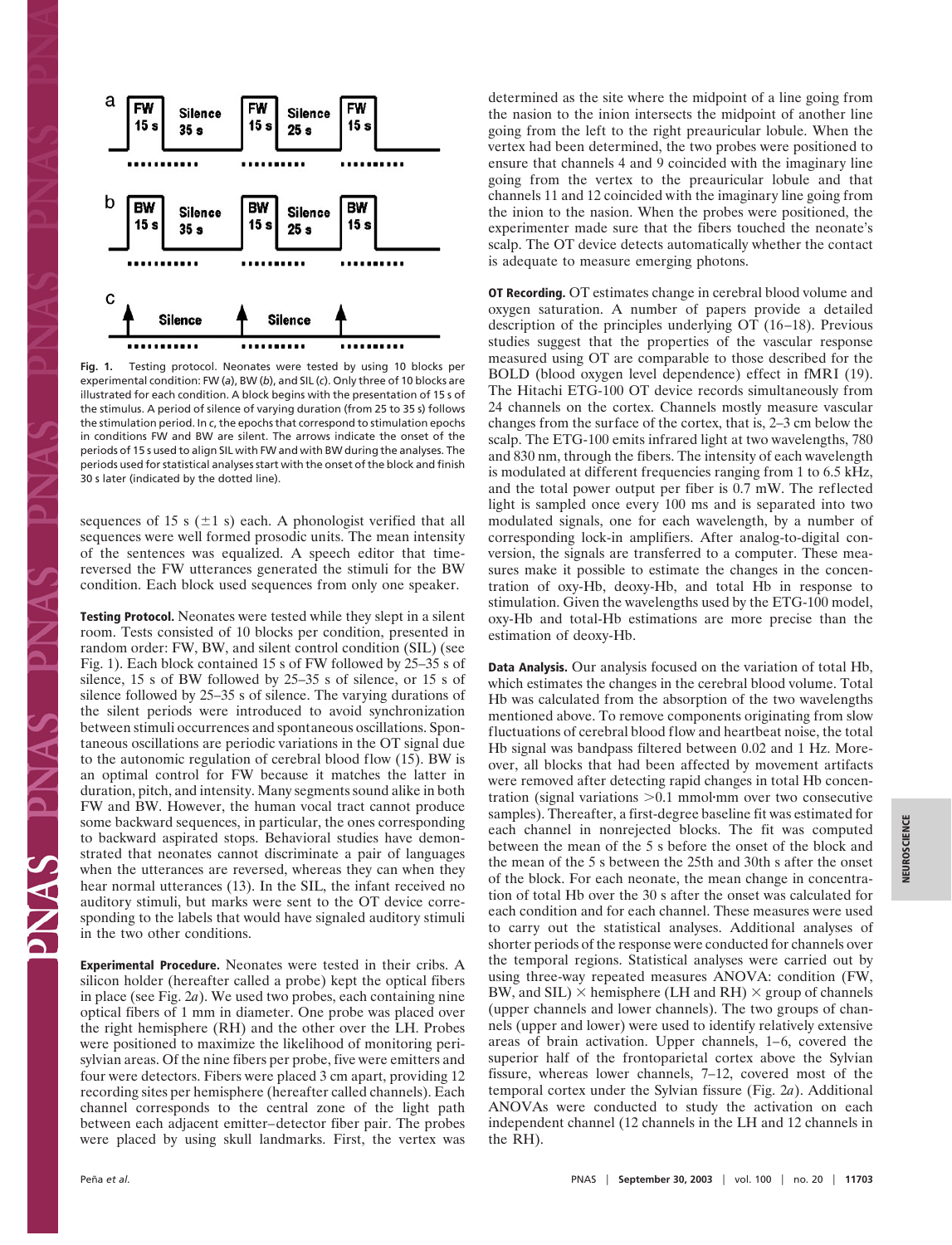a

| FW 15 s | Silence 35 s | FW 15 s | Silence 25 s | FW 15 s |
|---|---|---|---|---|

b

| BW 15 s | Silence 35 s | BW 15 s | Silence 25 s | BW 15 s |
|---|---|---|---|---|

c

| ↑ | Silence | ↑ | Silence | ↑ |
|---|---|---|---|---|

**Fig. 1.** Testing protocol. Neonates were tested by using 10 blocks per experimental condition: FW (*a*), BW (*b*), and SIL (*c*). Only three of 10 blocks are illustrated for each condition. A block begins with the presentation of 15 s of the stimulus. A period of silence of varying duration (from 25 to 35 s) follows the stimulation period. In *c*, the epochs that correspond to stimulation epochs in conditions FW and BW are silent. The arrows indicate the onset of the periods of 15 s used to align SIL with FW and with BW during the analyses. The periods used for statistical analyses start with the onset of the block and finish 30 s later (indicated by the dotted line).

sequences of 15 s (±1 s) each. A phonologist verified that all sequences were well formed prosodic units. The mean intensity of the sentences was equalized. A speech editor that time-reversed the FW utterances generated the stimuli for the BW condition. Each block used sequences from only one speaker.

**Testing Protocol.** Neonates were tested while they slept in a silent room. Tests consisted of 10 blocks per condition, presented in random order: FW, BW, and silent control condition (SIL) (see Fig. 1). Each block contained 15 s of FW followed by 25–35 s of silence, 15 s of BW followed by 25–35 s of silence, or 15 s of silence followed by 25–35 s of silence. The varying durations of the silent periods were introduced to avoid synchronization between stimuli occurrences and spontaneous oscillations. Spontaneous oscillations are periodic variations in the OT signal due to the autonomic regulation of cerebral blood flow (15). BW is an optimal control for FW because it matches the latter in duration, pitch, and intensity. Many segments sound alike in both FW and BW. However, the human vocal tract cannot produce some backward sequences, in particular, the ones corresponding to backward aspirated stops. Behavioral studies have demonstrated that neonates cannot discriminate a pair of languages when the utterances are reversed, whereas they can when they hear normal utterances (13). In the SIL, the infant received no auditory stimuli, but marks were sent to the OT device corresponding to the labels that would have signaled auditory stimuli in the two other conditions.

**Experimental Procedure.** Neonates were tested in their cribs. A silicon holder (hereafter called a probe) kept the optical fibers in place (see Fig. 2*a*). We used two probes, each containing nine optical fibers of 1 mm in diameter. One probe was placed over the right hemisphere (RH) and the other over the LH. Probes were positioned to maximize the likelihood of monitoring perisylvian areas. Of the nine fibers per probe, five were emitters and four were detectors. Fibers were placed 3 cm apart, providing 12 recording sites per hemisphere (hereafter called channels). Each channel corresponds to the central zone of the light path between each adjacent emitter–detector fiber pair. The probes were placed by using skull landmarks. First, the vertex was determined as the site where the midpoint of a line going from the nasion to the inion intersects the midpoint of another line going from the left to the right preauricular lobule. When the vertex had been determined, the two probes were positioned to ensure that channels 4 and 9 coincided with the imaginary line going from the vertex to the preauricular lobule and that channels 11 and 12 coincided with the imaginary line going from the inion to the nasion. When the probes were positioned, the experimenter made sure that the fibers touched the neonate's scalp. The OT device detects automatically whether the contact is adequate to measure emerging photons.

**OT Recording.** OT estimates change in cerebral blood volume and oxygen saturation. A number of papers provide a detailed description of the principles underlying OT (16–18). Previous studies suggest that the properties of the vascular response measured using OT are comparable to those described for the BOLD (blood oxygen level dependence) effect in fMRI (19). The Hitachi ETG-100 OT device records simultaneously from 24 channels on the cortex. Channels mostly measure vascular changes from the surface of the cortex, that is, 2–3 cm below the scalp. The ETG-100 emits infrared light at two wavelengths, 780 and 830 nm, through the fibers. The intensity of each wavelength is modulated at different frequencies ranging from 1 to 6.5 kHz, and the total power output per fiber is 0.7 mW. The reflected light is sampled once every 100 ms and is separated into two modulated signals, one for each wavelength, by a number of corresponding lock-in amplifiers. After analog-to-digital conversion, the signals are transferred to a computer. These measures make it possible to estimate the changes in the concentration of oxy-Hb, deoxy-Hb, and total Hb in response to stimulation. Given the wavelengths used by the ETG-100 model, oxy-Hb and total-Hb estimations are more precise than the estimation of deoxy-Hb.

**Data Analysis.** Our analysis focused on the variation of total Hb, which estimates the changes in the cerebral blood volume. Total Hb was calculated from the absorption of the two wavelengths mentioned above. To remove components originating from slow fluctuations of cerebral blood flow and heartbeat noise, the total Hb signal was bandpass filtered between 0.02 and 1 Hz. Moreover, all blocks that had been affected by movement artifacts were removed after detecting rapid changes in total Hb concentration (signal variations >0.1 mmol·mm over two consecutive samples). Thereafter, a first-degree baseline fit was estimated for each channel in nonrejected blocks. The fit was computed between the mean of the 5 s before the onset of the block and the mean of the 5 s between the 25th and 30th s after the onset of the block. For each neonate, the mean change in concentration of total Hb over the 30 s after the onset was calculated for each condition and for each channel. These measures were used to carry out the statistical analyses. Additional analyses of shorter periods of the response were conducted for channels over the temporal regions. Statistical analyses were carried out by using three-way repeated measures ANOVA: condition (FW, BW, and SIL) × hemisphere (LH and RH) × group of channels (upper channels and lower channels). The two groups of channels (upper and lower) were used to identify relatively extensive areas of brain activation. Upper channels, 1–6, covered the superior half of the frontoparietal cortex above the Sylvian fissure, whereas lower channels, 7–12, covered most of the temporal cortex under the Sylvian fissure (Fig. 2*a*). Additional ANOVAs were conducted to study the activation on each independent channel (12 channels in the LH and 12 channels in the RH).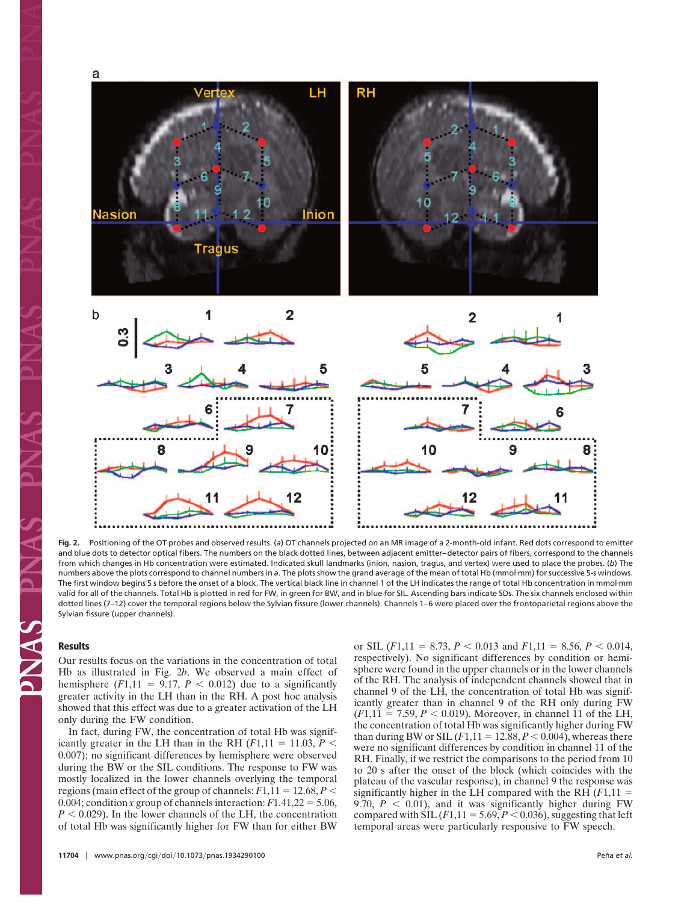**Fig. 2.** Positioning of the OT probes and observed results. (*a*) OT channels projected on an MR image of a 2-month-old infant. Red dots correspond to emitter and blue dots to detector optical fibers. The numbers on the black dotted lines, between adjacent emitter–detector pairs of fibers, correspond to the channels from which changes in Hb concentration were estimated. Indicated skull landmarks (inion, nasion, tragus, and vertex) were used to place the probes. (*b*) The numbers above the plots correspond to channel numbers in *a*. The plots show the grand average of the mean of total Hb (mmol·mm) for successive 5-s windows. The first window begins 5 s before the onset of a block. The vertical black line in channel 1 of the LH indicates the range of total Hb concentration in mmol·mm valid for all of the channels. Total Hb is plotted in red for FW, in green for BW, and in blue for SIL. Ascending bars indicate SDs. The six channels enclosed within dotted lines (7–12) cover the temporal regions below the Sylvian fissure (lower channels). Channels 1–6 were placed over the frontoparietal regions above the Sylvian fissure (upper channels).

## Results

Our results focus on the variations in the concentration of total Hb as illustrated in Fig. 2*b*. We observed a main effect of hemisphere ($F1{,}11 = 9.17$, $P < 0.012$) due to a significantly greater activity in the LH than in the RH. A post hoc analysis showed that this effect was due to a greater activation of the LH only during the FW condition.

In fact, during FW, the concentration of total Hb was significantly greater in the LH than in the RH ($F1{,}11 = 11.03$, $P < 0.007$); no significant differences by hemisphere were observed during the BW or the SIL conditions. The response to FW was mostly localized in the lower channels overlying the temporal regions (main effect of the group of channels: $F1{,}11 = 12.68$, $P < 0.004$; condition *x* group of channels interaction: $F1.41{,}22 = 5.06$, $P < 0.029$). In the lower channels of the LH, the concentration of total Hb was significantly higher for FW than for either BW or SIL ($F1{,}11 = 8.73$, $P < 0.013$ and $F1{,}11 = 8.56$, $P < 0.014$, respectively). No significant differences by condition or hemisphere were found in the upper channels or in the lower channels of the RH. The analysis of independent channels showed that in channel 9 of the LH, the concentration of total Hb was significantly greater than in channel 9 of the RH only during FW ($F1{,}11 = 7.59$, $P < 0.019$). Moreover, in channel 11 of the LH, the concentration of total Hb was significantly higher during FW than during BW or SIL ($F1{,}11 = 12.88$, $P < 0.004$), whereas there were no significant differences by condition in channel 11 of the RH. Finally, if we restrict the comparisons to the period from 10 to 20 s after the onset of the block (which coincides with the plateau of the vascular response), in channel 9 the response was significantly higher in the LH compared with the RH ($F1{,}11 = 9.70$, $P < 0.01$), and it was significantly higher during FW compared with SIL ($F1{,}11 = 5.69$, $P < 0.036$), suggesting that left temporal areas were particularly responsive to FW speech.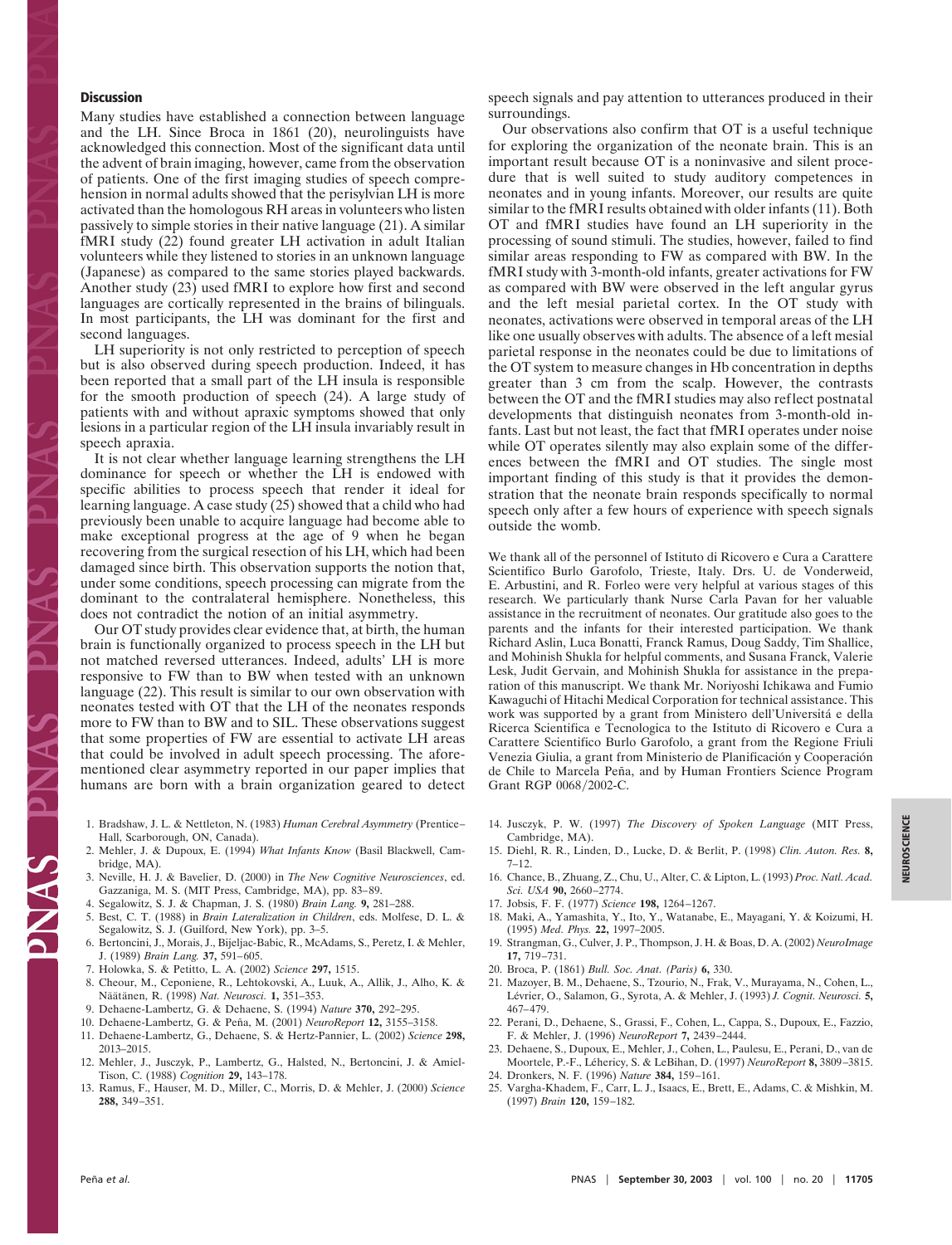## Discussion

Many studies have established a connection between language and the LH. Since Broca in 1861 (20), neurolinguists have acknowledged this connection. Most of the significant data until the advent of brain imaging, however, came from the observation of patients. One of the first imaging studies of speech comprehension in normal adults showed that the perisylvian LH is more activated than the homologous RH areas in volunteers who listen passively to simple stories in their native language (21). A similar fMRI study (22) found greater LH activation in adult Italian volunteers while they listened to stories in an unknown language (Japanese) as compared to the same stories played backwards. Another study (23) used fMRI to explore how first and second languages are cortically represented in the brains of bilinguals. In most participants, the LH was dominant for the first and second languages.

LH superiority is not only restricted to perception of speech but is also observed during speech production. Indeed, it has been reported that a small part of the LH insula is responsible for the smooth production of speech (24). A large study of patients with and without apraxic symptoms showed that only lesions in a particular region of the LH insula invariably result in speech apraxia.

It is not clear whether language learning strengthens the LH dominance for speech or whether the LH is endowed with specific abilities to process speech that render it ideal for learning language. A case study (25) showed that a child who had previously been unable to acquire language had become able to make exceptional progress at the age of 9 when he began recovering from the surgical resection of his LH, which had been damaged since birth. This observation supports the notion that, under some conditions, speech processing can migrate from the dominant to the contralateral hemisphere. Nonetheless, this does not contradict the notion of an initial asymmetry.

Our OT study provides clear evidence that, at birth, the human brain is functionally organized to process speech in the LH but not matched reversed utterances. Indeed, adults' LH is more responsive to FW than to BW when tested with an unknown language (22). This result is similar to our own observation with neonates tested with OT that the LH of the neonates responds more to FW than to BW and to SIL. These observations suggest that some properties of FW are essential to activate LH areas that could be involved in adult speech processing. The aforementioned clear asymmetry reported in our paper implies that humans are born with a brain organization geared to detect speech signals and pay attention to utterances produced in their surroundings.

Our observations also confirm that OT is a useful technique for exploring the organization of the neonate brain. This is an important result because OT is a noninvasive and silent procedure that is well suited to study auditory competences in neonates and in young infants. Moreover, our results are quite similar to the fMRI results obtained with older infants (11). Both OT and fMRI studies have found an LH superiority in the processing of sound stimuli. The studies, however, failed to find similar areas responding to FW as compared with BW. In the fMRI study with 3-month-old infants, greater activations for FW as compared with BW were observed in the left angular gyrus and the left mesial parietal cortex. In the OT study with neonates, activations were observed in temporal areas of the LH like one usually observes with adults. The absence of a left mesial parietal response in the neonates could be due to limitations of the OT system to measure changes in Hb concentration in depths greater than 3 cm from the scalp. However, the contrasts between the OT and the fMRI studies may also reflect postnatal developments that distinguish neonates from 3-month-old infants. Last but not least, the fact that fMRI operates under noise while OT operates silently may also explain some of the differences between the fMRI and OT studies. The single most important finding of this study is that it provides the demonstration that the neonate brain responds specifically to normal speech only after a few hours of experience with speech signals outside the womb.

We thank all of the personnel of Istituto di Ricovero e Cura a Carattere Scientifico Burlo Garofolo, Trieste, Italy. Drs. U. de Vonderweid, E. Arbustini, and R. Forleo were very helpful at various stages of this research. We particularly thank Nurse Carla Pavan for her valuable assistance in the recruitment of neonates. Our gratitude also goes to the parents and the infants for their interested participation. We thank Richard Aslin, Luca Bonatti, Franck Ramus, Doug Saddy, Tim Shallice, and Mohinish Shukla for helpful comments, and Susana Franck, Valerie Lesk, Judit Gervain, and Mohinish Shukla for assistance in the preparation of this manuscript. We thank Mr. Noriyoshi Ichikawa and Fumio Kawaguchi of Hitachi Medical Corporation for technical assistance. This work was supported by a grant from Ministero dell'Universitá e della Ricerca Scientifica e Tecnologica to the Istituto di Ricovero e Cura a Carattere Scientifico Burlo Garofolo, a grant from the Regione Friuli Venezia Giulia, a grant from Ministerio de Planificación y Cooperación de Chile to Marcela Peña, and by Human Frontiers Science Program Grant RGP 0068/2002-C.

1. Bradshaw, J. L. & Nettleton, N. (1983) *Human Cerebral Asymmetry* (Prentice–Hall, Scarborough, ON, Canada).
2. Mehler, J. & Dupoux, E. (1994) *What Infants Know* (Basil Blackwell, Cambridge, MA).
3. Neville, H. J. & Bavelier, D. (2000) in *The New Cognitive Neurosciences*, ed. Gazzaniga, M. S. (MIT Press, Cambridge, MA), pp. 83–89.
4. Segalowitz, S. J. & Chapman, J. S. (1980) *Brain Lang.* **9,** 281–288.
5. Best, C. T. (1988) in *Brain Lateralization in Children*, eds. Molfese, D. L. & Segalowitz, S. J. (Guilford, New York), pp. 3–5.
6. Bertoncini, J., Morais, J., Bijeljac-Babic, R., McAdams, S., Peretz, I. & Mehler, J. (1989) *Brain Lang.* **37,** 591–605.
7. Holowka, S. & Petitto, L. A. (2002) *Science* **297,** 1515.
8. Cheour, M., Ceponiene, R., Lehtokovski, A., Luuk, A., Allik, J., Alho, K. & Näätänen, R. (1998) *Nat. Neurosci.* **1,** 351–353.
9. Dehaene-Lambertz, G. & Dehaene, S. (1994) *Nature* **370,** 292–295.
10. Dehaene-Lambertz, G. & Peña, M. (2001) *NeuroReport* **12,** 3155–3158.
11. Dehaene-Lambertz, G., Dehaene, S. & Hertz-Pannier, L. (2002) *Science* **298,** 2013–2015.
12. Mehler, J., Jusczyk, P., Lambertz, G., Halsted, N., Bertoncini, J. & Amiel-Tison, C. (1988) *Cognition* **29,** 143–178.
13. Ramus, F., Hauser, M. D., Miller, C., Morris, D. & Mehler, J. (2000) *Science* **288,** 349–351.
14. Jusczyk, P. W. (1997) *The Discovery of Spoken Language* (MIT Press, Cambridge, MA).
15. Diehl, R. R., Linden, D., Lucke, D. & Berlit, P. (1998) *Clin. Auton. Res.* **8,** 7–12.
16. Chance, B., Zhuang, Z., Chu, U., Alter, C. & Lipton, L. (1993) *Proc. Natl. Acad. Sci. USA* **90,** 2660–2774.
17. Jobsis, F. F. (1977) *Science* **198,** 1264–1267.
18. Maki, A., Yamashita, Y., Ito, Y., Watanabe, E., Mayagani, Y. & Koizumi, H. (1995) *Med. Phys.* **22,** 1997–2005.
19. Strangman, G., Culver, J. P., Thompson, J. H. & Boas, D. A. (2002) *NeuroImage* **17,** 719–731.
20. Broca, P. (1861) *Bull. Soc. Anat. (Paris)* **6,** 330.
21. Mazoyer, B. M., Dehaene, S., Tzourio, N., Frak, V., Murayama, N., Cohen, L., Lévrier, O., Salamon, G., Syrota, A. & Mehler, J. (1993) *J. Cognit. Neurosci.* **5,** 467–479.
22. Perani, D., Dehaene, S., Grassi, F., Cohen, L., Cappa, S., Dupoux, E., Fazzio, F. & Mehler, J. (1996) *NeuroReport* **7,** 2439–2444.
23. Dehaene, S., Dupoux, E., Mehler, J., Cohen, L., Paulesu, E., Perani, D., van de Moortele, P.-F., Léhericy, S. & LeBihan, D. (1997) *NeuroReport* **8,** 3809–3815.
24. Dronkers, N. F. (1996) *Nature* **384,** 159–161.
25. Vargha-Khadem, F., Carr, L. J., Isaacs, E., Brett, E., Adams, C. & Mishkin, M. (1997) *Brain* **120,** 159–182.